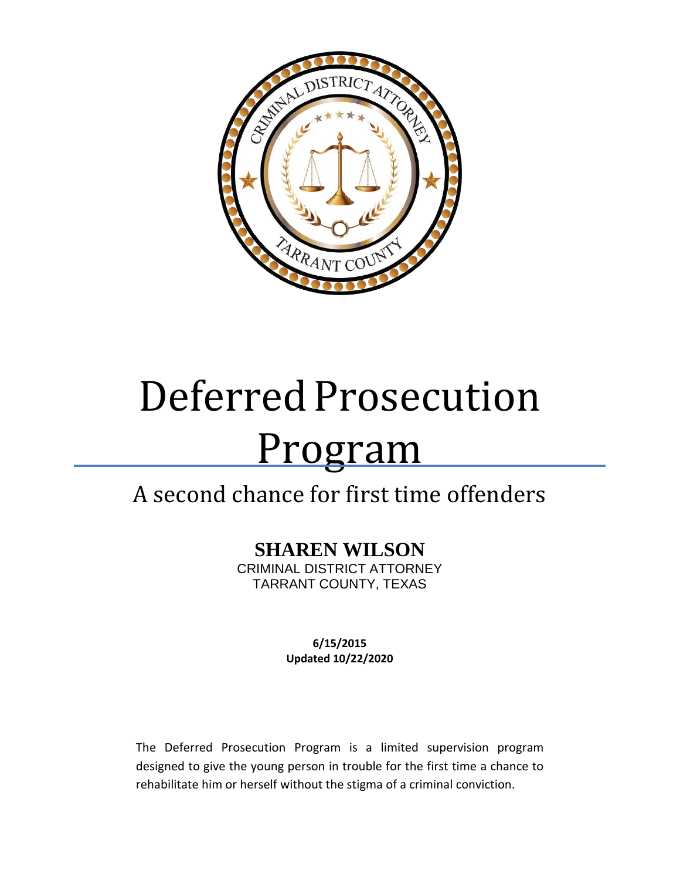# Deferred Prosecution Program

## A second chance for first time offenders

**SHAREN WILSON**

CRIMINAL DISTRICT ATTORNEY

TARRANT COUNTY, TEXAS

**6/15/2015**

**Updated 10/22/2020**

The Deferred Prosecution Program is a limited supervision program designed to give the young person in trouble for the first time a chance to rehabilitate him or herself without the stigma of a criminal conviction.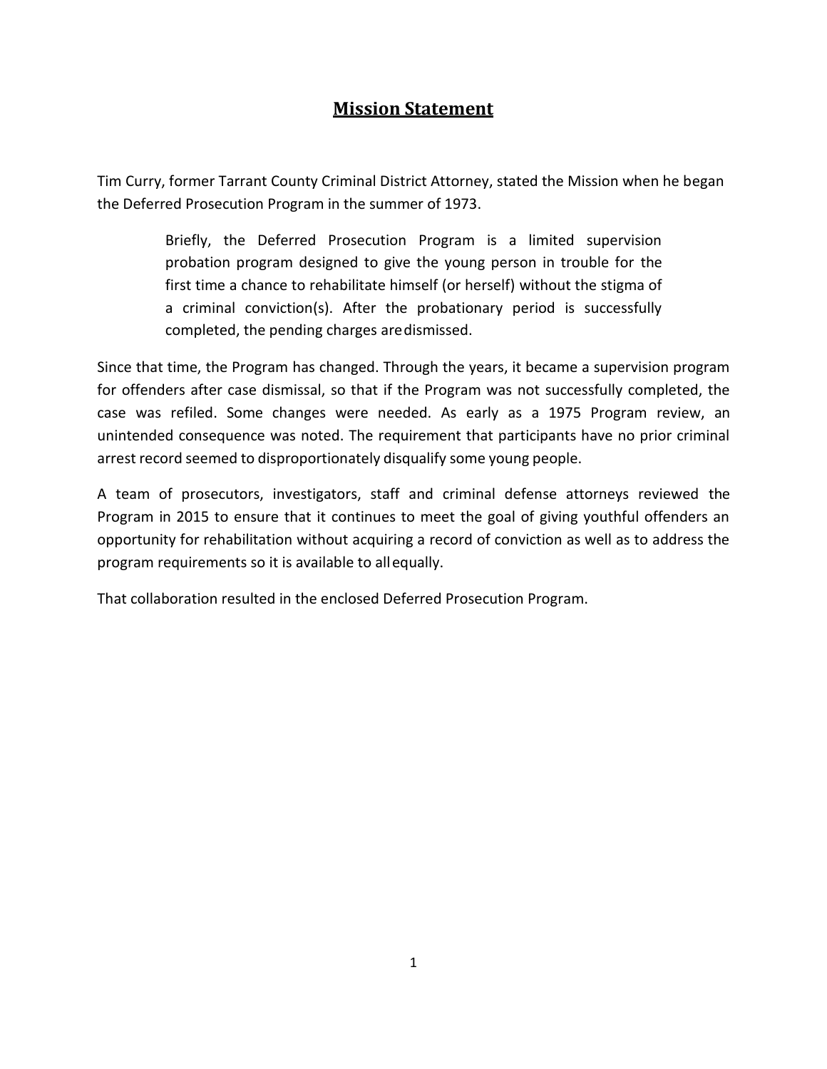# Mission Statement

Tim Curry, former Tarrant County Criminal District Attorney, stated the Mission when he began the Deferred Prosecution Program in the summer of 1973.

> Briefly, the Deferred Prosecution Program is a limited supervision probation program designed to give the young person in trouble for the first time a chance to rehabilitate himself (or herself) without the stigma of a criminal conviction(s). After the probationary period is successfully completed, the pending charges are dismissed.

Since that time, the Program has changed. Through the years, it became a supervision program for offenders after case dismissal, so that if the Program was not successfully completed, the case was refiled. Some changes were needed. As early as a 1975 Program review, an unintended consequence was noted. The requirement that participants have no prior criminal arrest record seemed to disproportionately disqualify some young people.

A team of prosecutors, investigators, staff and criminal defense attorneys reviewed the Program in 2015 to ensure that it continues to meet the goal of giving youthful offenders an opportunity for rehabilitation without acquiring a record of conviction as well as to address the program requirements so it is available to all equally.

That collaboration resulted in the enclosed Deferred Prosecution Program.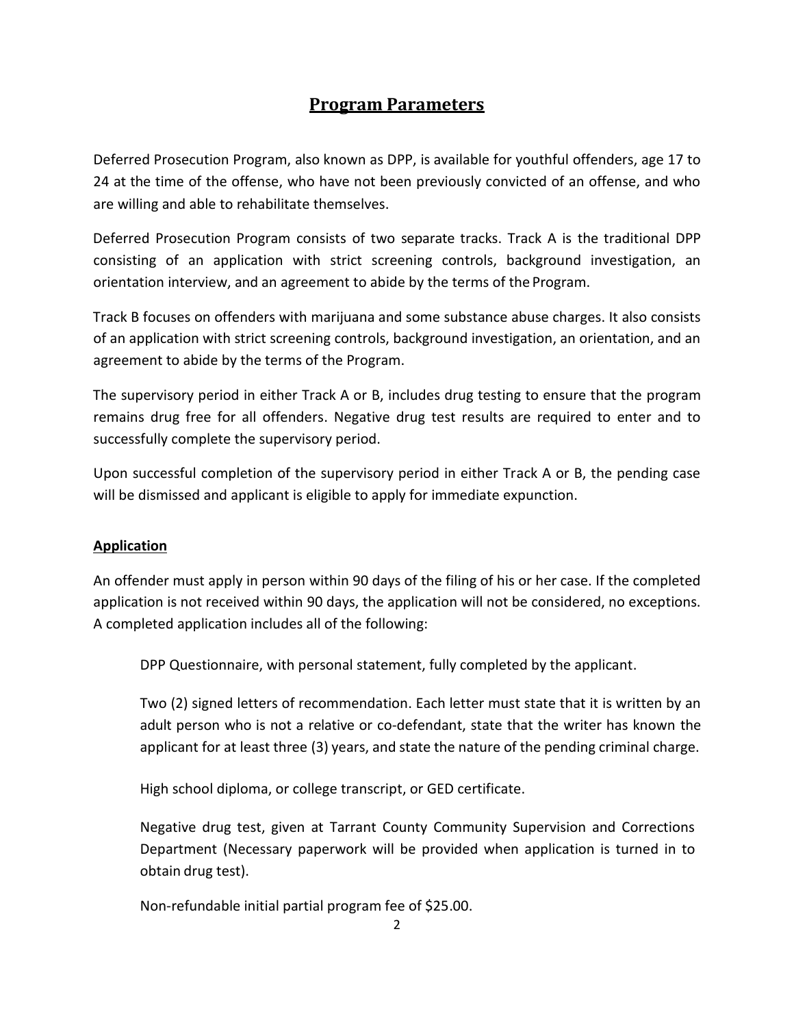# Program Parameters

Deferred Prosecution Program, also known as DPP, is available for youthful offenders, age 17 to 24 at the time of the offense, who have not been previously convicted of an offense, and who are willing and able to rehabilitate themselves.

Deferred Prosecution Program consists of two separate tracks. Track A is the traditional DPP consisting of an application with strict screening controls, background investigation, an orientation interview, and an agreement to abide by the terms of the Program.

Track B focuses on offenders with marijuana and some substance abuse charges. It also consists of an application with strict screening controls, background investigation, an orientation, and an agreement to abide by the terms of the Program.

The supervisory period in either Track A or B, includes drug testing to ensure that the program remains drug free for all offenders. Negative drug test results are required to enter and to successfully complete the supervisory period.

Upon successful completion of the supervisory period in either Track A or B, the pending case will be dismissed and applicant is eligible to apply for immediate expunction.

## Application

An offender must apply in person within 90 days of the filing of his or her case. If the completed application is not received within 90 days, the application will not be considered, no exceptions. A completed application includes all of the following:

DPP Questionnaire, with personal statement, fully completed by the applicant.

Two (2) signed letters of recommendation. Each letter must state that it is written by an adult person who is not a relative or co-defendant, state that the writer has known the applicant for at least three (3) years, and state the nature of the pending criminal charge.

High school diploma, or college transcript, or GED certificate.

Negative drug test, given at Tarrant County Community Supervision and Corrections Department (Necessary paperwork will be provided when application is turned in to obtain drug test).

Non-refundable initial partial program fee of $25.00.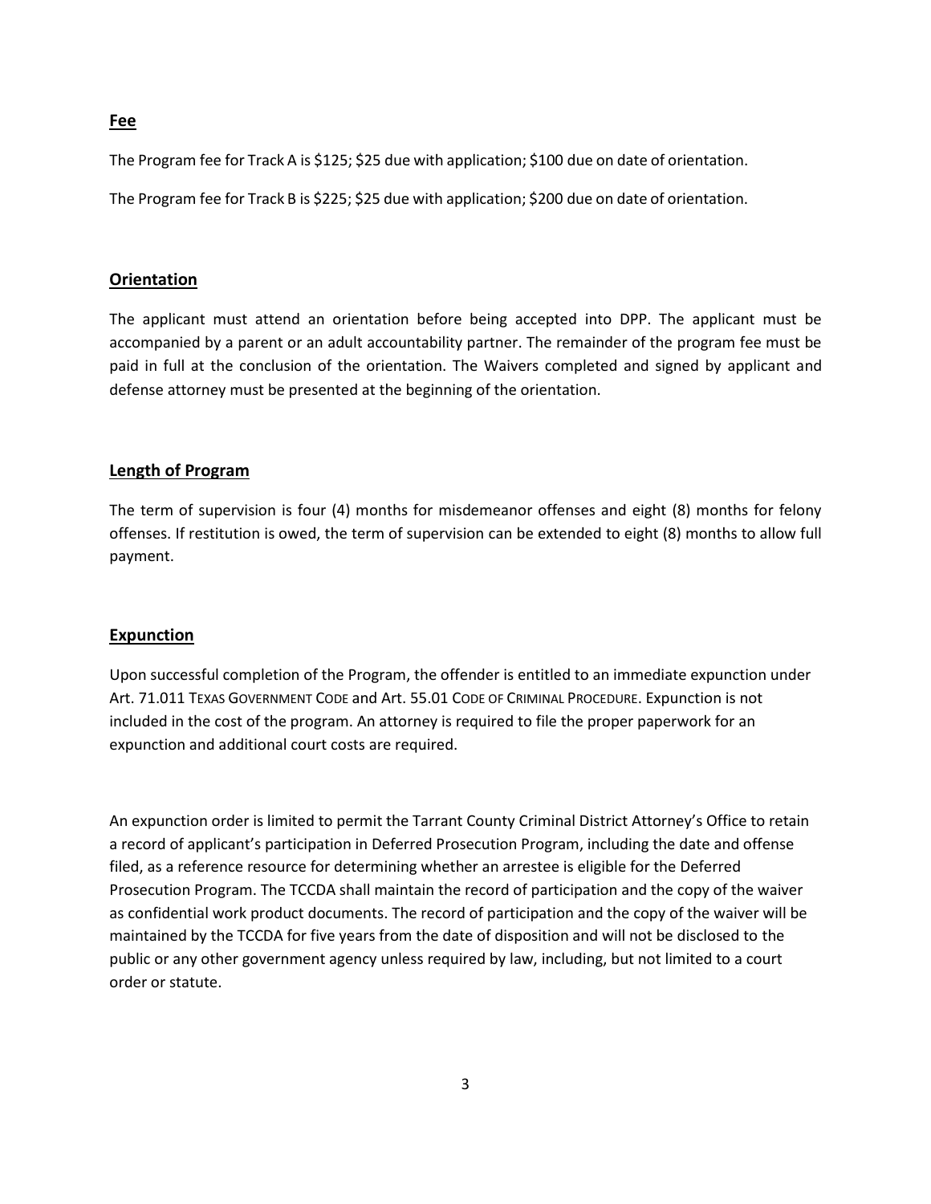## Fee

The Program fee for Track A is $125; $25 due with application; $100 due on date of orientation.

The Program fee for Track B is $225; $25 due with application; $200 due on date of orientation.

## Orientation

The applicant must attend an orientation before being accepted into DPP. The applicant must be accompanied by a parent or an adult accountability partner. The remainder of the program fee must be paid in full at the conclusion of the orientation. The Waivers completed and signed by applicant and defense attorney must be presented at the beginning of the orientation.

## Length of Program

The term of supervision is four (4) months for misdemeanor offenses and eight (8) months for felony offenses. If restitution is owed, the term of supervision can be extended to eight (8) months to allow full payment.

## Expunction

Upon successful completion of the Program, the offender is entitled to an immediate expunction under Art. 71.011 TEXAS GOVERNMENT CODE and Art. 55.01 CODE OF CRIMINAL PROCEDURE. Expunction is not included in the cost of the program. An attorney is required to file the proper paperwork for an expunction and additional court costs are required.

An expunction order is limited to permit the Tarrant County Criminal District Attorney's Office to retain a record of applicant's participation in Deferred Prosecution Program, including the date and offense filed, as a reference resource for determining whether an arrestee is eligible for the Deferred Prosecution Program. The TCCDA shall maintain the record of participation and the copy of the waiver as confidential work product documents. The record of participation and the copy of the waiver will be maintained by the TCCDA for five years from the date of disposition and will not be disclosed to the public or any other government agency unless required by law, including, but not limited to a court order or statute.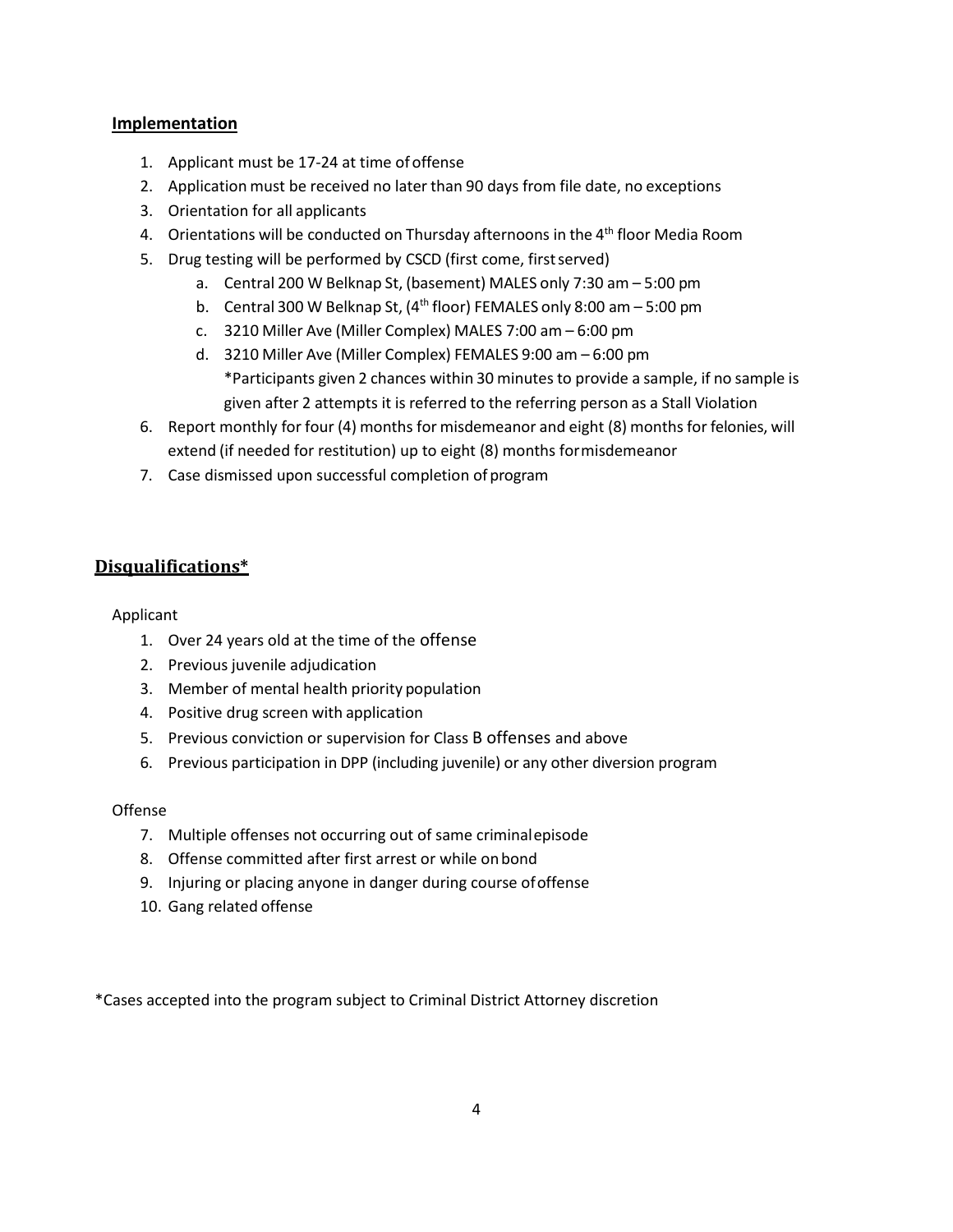## Implementation

1. Applicant must be 17-24 at time of offense
2. Application must be received no later than 90 days from file date, no exceptions
3. Orientation for all applicants
4. Orientations will be conducted on Thursday afternoons in the 4th floor Media Room
5. Drug testing will be performed by CSCD (first come, first served)
   a. Central 200 W Belknap St, (basement) MALES only 7:30 am – 5:00 pm
   b. Central 300 W Belknap St, (4th floor) FEMALES only 8:00 am – 5:00 pm
   c. 3210 Miller Ave (Miller Complex) MALES 7:00 am – 6:00 pm
   d. 3210 Miller Ave (Miller Complex) FEMALES 9:00 am – 6:00 pm
      *Participants given 2 chances within 30 minutes to provide a sample, if no sample is given after 2 attempts it is referred to the referring person as a Stall Violation
6. Report monthly for four (4) months for misdemeanor and eight (8) months for felonies, will extend (if needed for restitution) up to eight (8) months for misdemeanor
7. Case dismissed upon successful completion of program

## Disqualifications*

Applicant

1. Over 24 years old at the time of the offense
2. Previous juvenile adjudication
3. Member of mental health priority population
4. Positive drug screen with application
5. Previous conviction or supervision for Class B offenses and above
6. Previous participation in DPP (including juvenile) or any other diversion program

Offense

7. Multiple offenses not occurring out of same criminal episode
8. Offense committed after first arrest or while on bond
9. Injuring or placing anyone in danger during course of offense
10. Gang related offense

*Cases accepted into the program subject to Criminal District Attorney discretion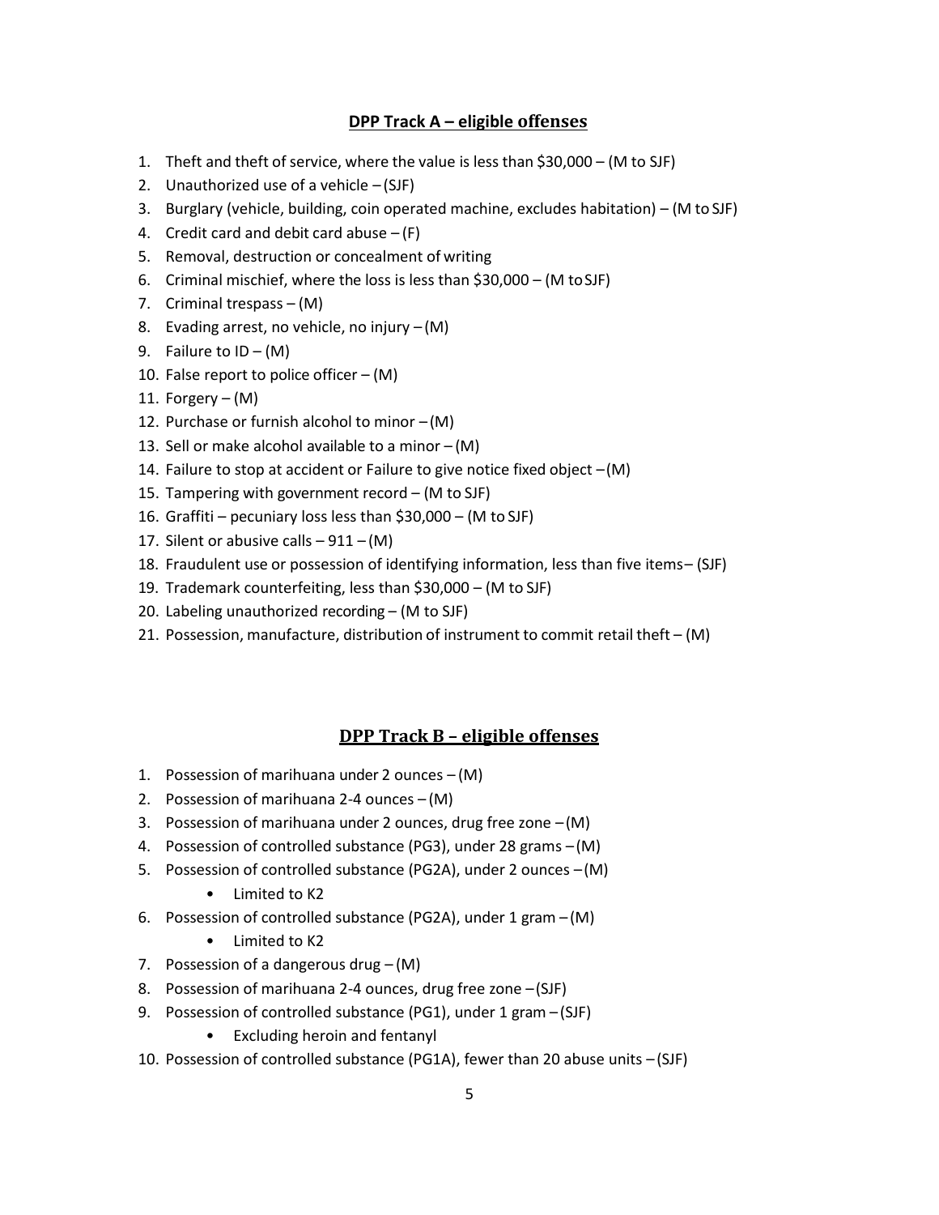## DPP Track A – eligible offenses

1. Theft and theft of service, where the value is less than $30,000 – (M to SJF)
2. Unauthorized use of a vehicle – (SJF)
3. Burglary (vehicle, building, coin operated machine, excludes habitation) – (M to SJF)
4. Credit card and debit card abuse – (F)
5. Removal, destruction or concealment of writing
6. Criminal mischief, where the loss is less than $30,000 – (M to SJF)
7. Criminal trespass – (M)
8. Evading arrest, no vehicle, no injury – (M)
9. Failure to ID – (M)
10. False report to police officer – (M)
11. Forgery – (M)
12. Purchase or furnish alcohol to minor – (M)
13. Sell or make alcohol available to a minor – (M)
14. Failure to stop at accident or Failure to give notice fixed object – (M)
15. Tampering with government record – (M to SJF)
16. Graffiti – pecuniary loss less than $30,000 – (M to SJF)
17. Silent or abusive calls – 911 – (M)
18. Fraudulent use or possession of identifying information, less than five items– (SJF)
19. Trademark counterfeiting, less than $30,000 – (M to SJF)
20. Labeling unauthorized recording – (M to SJF)
21. Possession, manufacture, distribution of instrument to commit retail theft – (M)

## DPP Track B – eligible offenses

1. Possession of marihuana under 2 ounces – (M)
2. Possession of marihuana 2-4 ounces – (M)
3. Possession of marihuana under 2 ounces, drug free zone – (M)
4. Possession of controlled substance (PG3), under 28 grams – (M)
5. Possession of controlled substance (PG2A), under 2 ounces – (M)
   - Limited to K2
6. Possession of controlled substance (PG2A), under 1 gram – (M)
   - Limited to K2
7. Possession of a dangerous drug – (M)
8. Possession of marihuana 2-4 ounces, drug free zone – (SJF)
9. Possession of controlled substance (PG1), under 1 gram – (SJF)
   - Excluding heroin and fentanyl
10. Possession of controlled substance (PG1A), fewer than 20 abuse units – (SJF)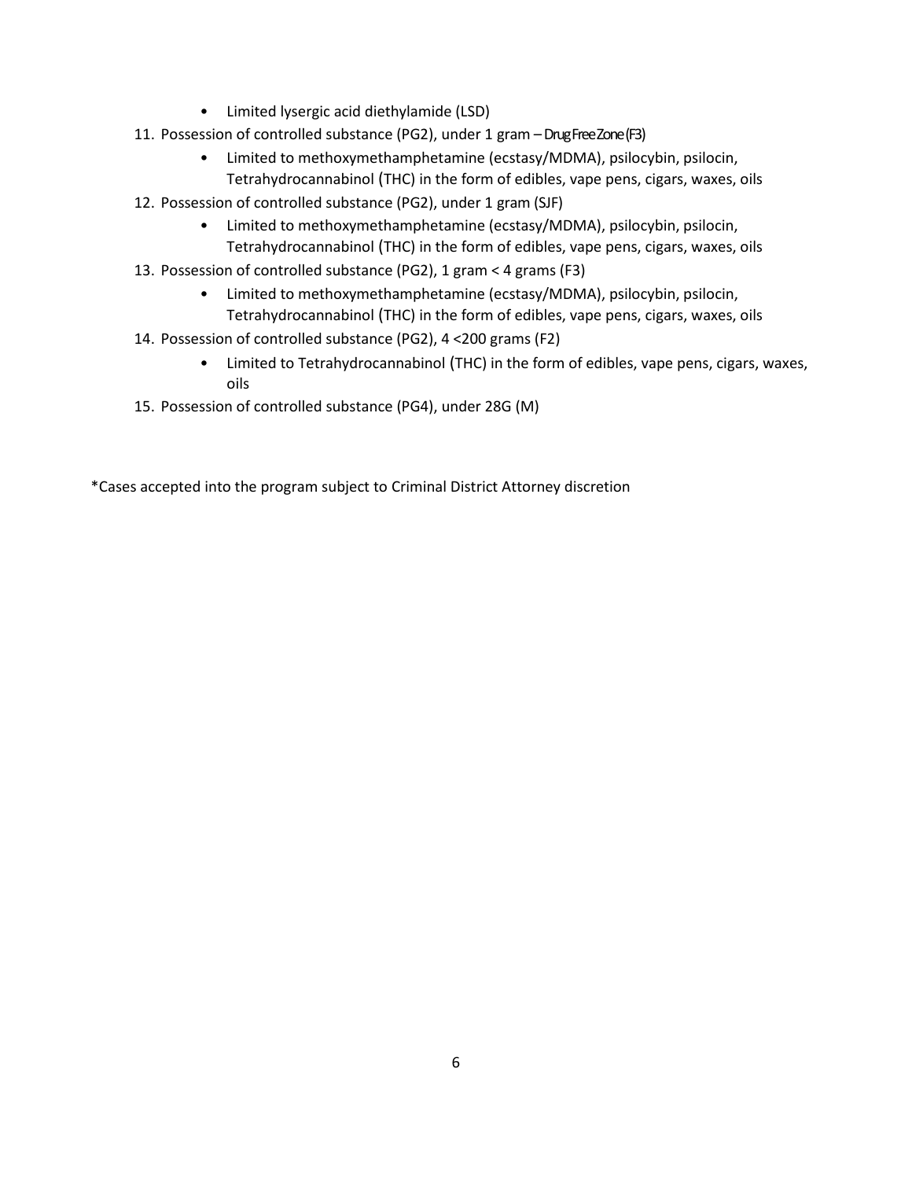- Limited lysergic acid diethylamide (LSD)

11. Possession of controlled substance (PG2), under 1 gram – Drug Free Zone (F3)
    - Limited to methoxymethamphetamine (ecstasy/MDMA), psilocybin, psilocin, Tetrahydrocannabinol (THC) in the form of edibles, vape pens, cigars, waxes, oils
12. Possession of controlled substance (PG2), under 1 gram (SJF)
    - Limited to methoxymethamphetamine (ecstasy/MDMA), psilocybin, psilocin, Tetrahydrocannabinol (THC) in the form of edibles, vape pens, cigars, waxes, oils
13. Possession of controlled substance (PG2), 1 gram < 4 grams (F3)
    - Limited to methoxymethamphetamine (ecstasy/MDMA), psilocybin, psilocin, Tetrahydrocannabinol (THC) in the form of edibles, vape pens, cigars, waxes, oils
14. Possession of controlled substance (PG2), 4 <200 grams (F2)
    - Limited to Tetrahydrocannabinol (THC) in the form of edibles, vape pens, cigars, waxes, oils
15. Possession of controlled substance (PG4), under 28G (M)

*Cases accepted into the program subject to Criminal District Attorney discretion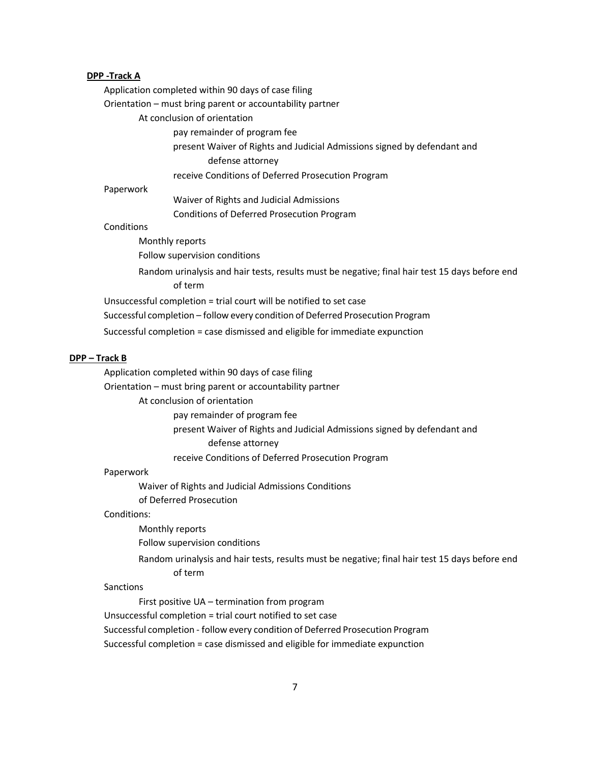**DPP -Track A**

- Application completed within 90 days of case filing
- Orientation – must bring parent or accountability partner
  - At conclusion of orientation
    - pay remainder of program fee
    - present Waiver of Rights and Judicial Admissions signed by defendant and defense attorney
    - receive Conditions of Deferred Prosecution Program
- Paperwork
  - Waiver of Rights and Judicial Admissions
  - Conditions of Deferred Prosecution Program
- Conditions
  - Monthly reports
  - Follow supervision conditions
  - Random urinalysis and hair tests, results must be negative; final hair test 15 days before end of term
- Unsuccessful completion = trial court will be notified to set case
- Successful completion – follow every condition of Deferred Prosecution Program
- Successful completion = case dismissed and eligible for immediate expunction

**DPP – Track B**

- Application completed within 90 days of case filing
- Orientation – must bring parent or accountability partner
  - At conclusion of orientation
    - pay remainder of program fee
    - present Waiver of Rights and Judicial Admissions signed by defendant and defense attorney
    - receive Conditions of Deferred Prosecution Program
- Paperwork
  - Waiver of Rights and Judicial Admissions Conditions of Deferred Prosecution
- Conditions:
  - Monthly reports
  - Follow supervision conditions
  - Random urinalysis and hair tests, results must be negative; final hair test 15 days before end of term
- Sanctions
  - First positive UA – termination from program
- Unsuccessful completion = trial court notified to set case
- Successful completion - follow every condition of Deferred Prosecution Program
- Successful completion = case dismissed and eligible for immediate expunction